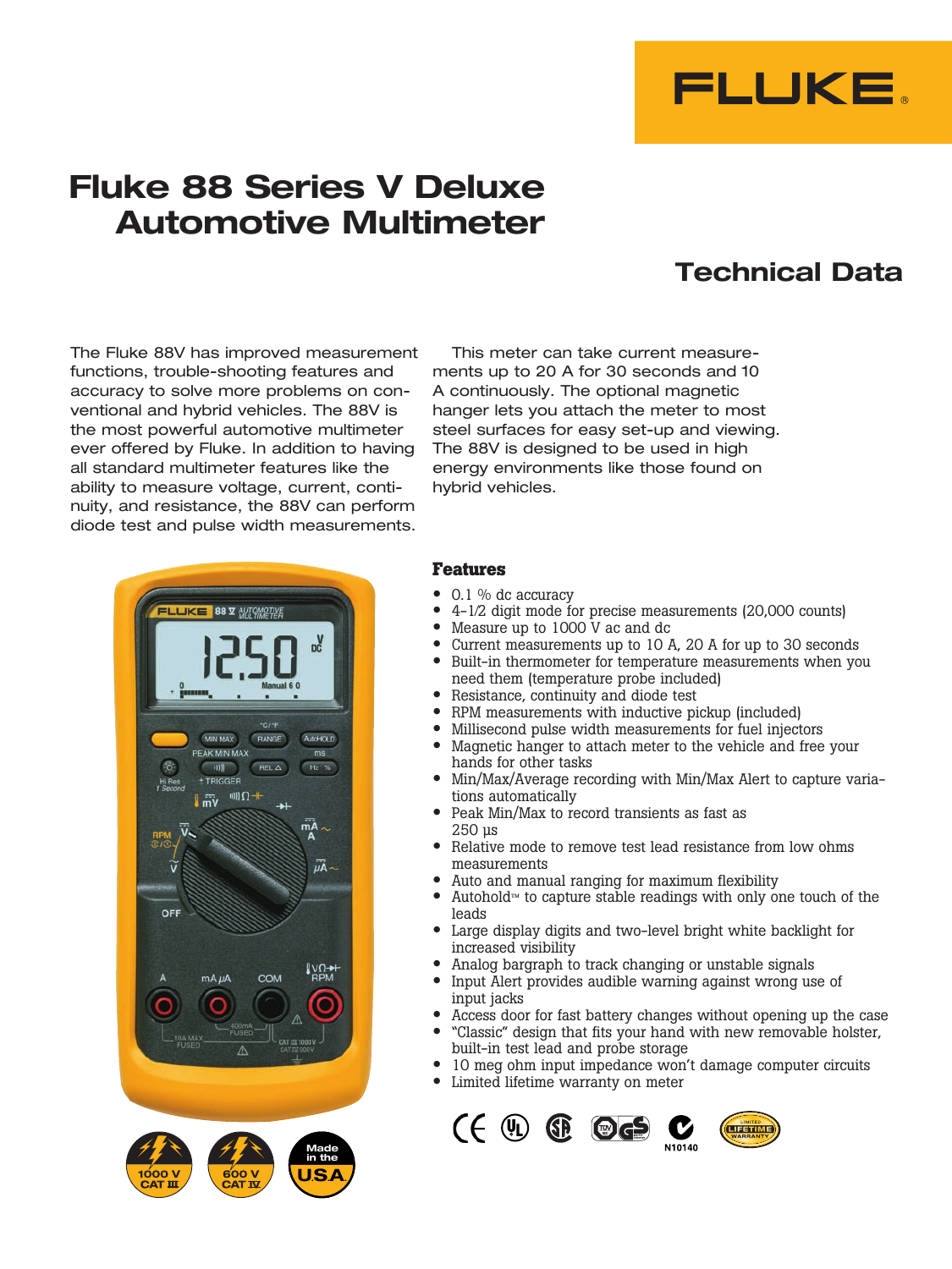# Fluke 88 Series V Deluxe Automotive Multimeter

## Technical Data

The Fluke 88V has improved measurement functions, trouble-shooting features and accuracy to solve more problems on conventional and hybrid vehicles. The 88V is the most powerful automotive multimeter ever offered by Fluke. In addition to having all standard multimeter features like the ability to measure voltage, current, continuity, and resistance, the 88V can perform diode test and pulse width measurements.

This meter can take current measurements up to 20 A for 30 seconds and 10 A continuously. The optional magnetic hanger lets you attach the meter to most steel surfaces for easy set-up and viewing. The 88V is designed to be used in high energy environments like those found on hybrid vehicles.

### Features

- 0.1 % dc accuracy
- 4-1/2 digit mode for precise measurements (20,000 counts)
- Measure up to 1000 V ac and dc
- Current measurements up to 10 A, 20 A for up to 30 seconds
- Built-in thermometer for temperature measurements when you need them (temperature probe included)
- Resistance, continuity and diode test
- RPM measurements with inductive pickup (included)
- Millisecond pulse width measurements for fuel injectors
- Magnetic hanger to attach meter to the vehicle and free your hands for other tasks
- Min/Max/Average recording with Min/Max Alert to capture variations automatically
- Peak Min/Max to record transients as fast as 250 µs
- Relative mode to remove test lead resistance from low ohms measurements
- Auto and manual ranging for maximum flexibility
- Autohold™ to capture stable readings with only one touch of the leads
- Large display digits and two-level bright white backlight for increased visibility
- Analog bargraph to track changing or unstable signals
- Input Alert provides audible warning against wrong use of input jacks
- Access door for fast battery changes without opening up the case
- "Classic" design that fits your hand with new removable holster, built-in test lead and probe storage
- 10 meg ohm input impedance won't damage computer circuits
- Limited lifetime warranty on meter

1000 V CAT III

600 V CAT IV

Made in the USA

N10140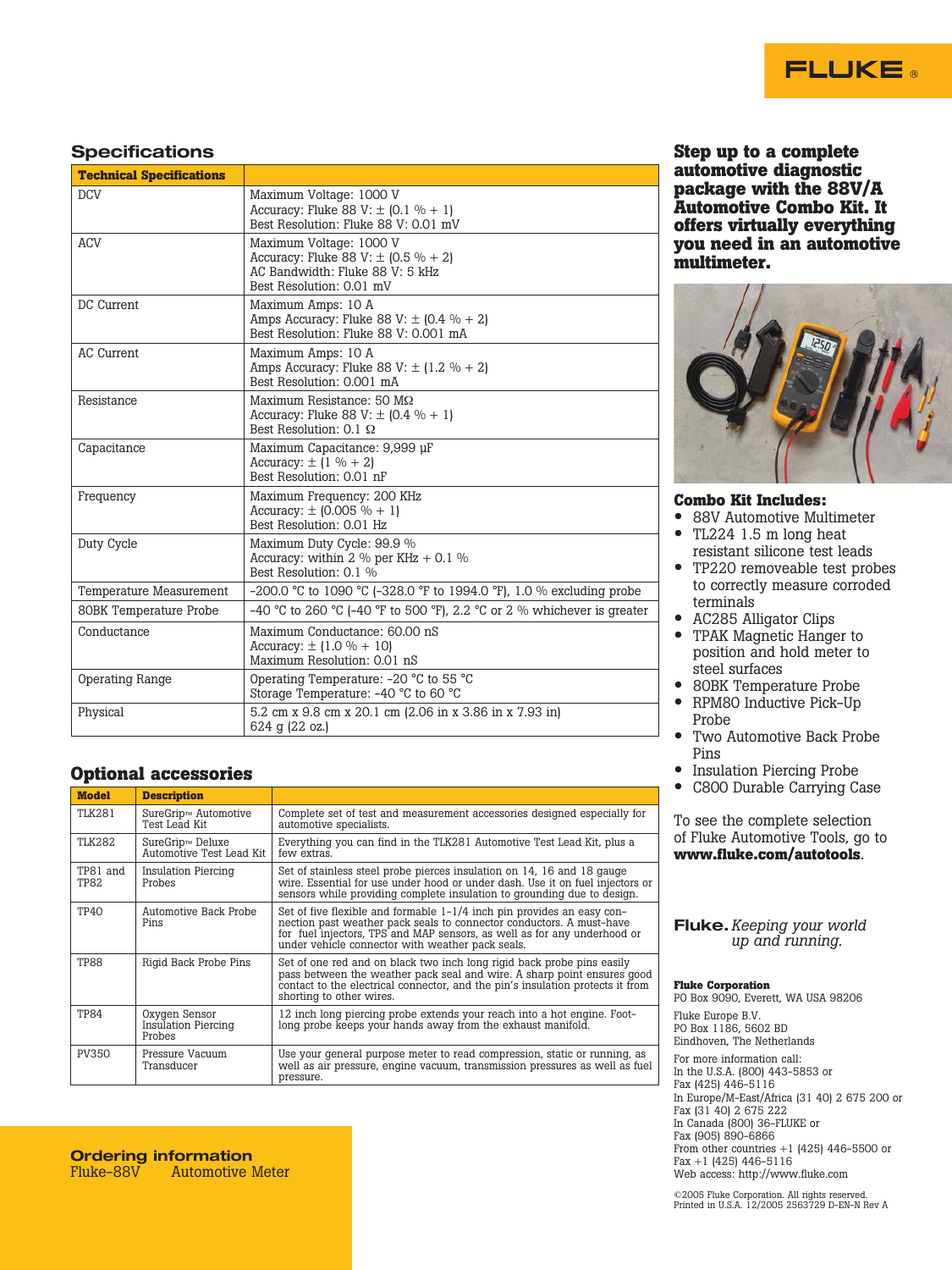## Specifications

| Technical Specifications | |
|---|---|
| DCV | Maximum Voltage: 1000 V<br>Accuracy: Fluke 88 V: ± (0.1 % + 1)<br>Best Resolution: Fluke 88 V: 0.01 mV |
| ACV | Maximum Voltage: 1000 V<br>Accuracy: Fluke 88 V: ± (0.5 % + 2)<br>AC Bandwidth: Fluke 88 V: 5 kHz<br>Best Resolution: 0.01 mV |
| DC Current | Maximum Amps: 10 A<br>Amps Accuracy: Fluke 88 V: ± (0.4 % + 2)<br>Best Resolution: Fluke 88 V: 0.001 mA |
| AC Current | Maximum Amps: 10 A<br>Amps Accuracy: Fluke 88 V: ± (1.2 % + 2)<br>Best Resolution: 0.001 mA |
| Resistance | Maximum Resistance: 50 MΩ<br>Accuracy: Fluke 88 V: ± (0.4 % + 1)<br>Best Resolution: 0.1 Ω |
| Capacitance | Maximum Capacitance: 9,999 µF<br>Accuracy: ± (1 % + 2)<br>Best Resolution: 0.01 nF |
| Frequency | Maximum Frequency: 200 KHz<br>Accuracy: ± (0.005 % + 1)<br>Best Resolution: 0.01 Hz |
| Duty Cycle | Maximum Duty Cycle: 99.9 %<br>Accuracy: within 2 % per KHz + 0.1 %<br>Best Resolution: 0.1 % |
| Temperature Measurement | -200.0 °C to 1090 °C (-328.0 °F to 1994.0 °F), 1.0 % excluding probe |
| 80BK Temperature Probe | -40 °C to 260 °C (-40 °F to 500 °F), 2.2 °C or 2 % whichever is greater |
| Conductance | Maximum Conductance: 60.00 nS<br>Accuracy: ± (1.0 % + 10)<br>Maximum Resolution: 0.01 nS |
| Operating Range | Operating Temperature: -20 °C to 55 °C<br>Storage Temperature: -40 °C to 60 °C |
| Physical | 5.2 cm x 9.8 cm x 20.1 cm (2.06 in x 3.86 in x 7.93 in)<br>624 g (22 oz.) |

## Optional accessories

| Model | Description | |
|---|---|---|
| TLK281 | SureGrip™ Automotive Test Lead Kit | Complete set of test and measurement accessories designed especially for automotive specialists. |
| TLK282 | SureGrip™ Deluxe Automotive Test Lead Kit | Everything you can find in the TLK281 Automotive Test Lead Kit, plus a few extras. |
| TP81 and TP82 | Insulation Piercing Probes | Set of stainless steel probe pierces insulation on 14, 16 and 18 gauge wire. Essential for use under hood or under dash. Use it on fuel injectors or sensors while providing complete insulation to grounding due to design. |
| TP40 | Automotive Back Probe Pins | Set of five flexible and formable 1-1/4 inch pin provides an easy connection past weather pack seals to connector conductors. A must-have for fuel injectors, TPS and MAP sensors, as well as for any underhood or under vehicle connector with weather pack seals. |
| TP88 | Rigid Back Probe Pins | Set of one red and on black two inch long rigid back probe pins easily pass between the weather pack seal and wire. A sharp point ensures good contact to the electrical connector, and the pin's insulation protects it from shorting to other wires. |
| TP84 | Oxygen Sensor Insulation Piercing Probes | 12 inch long piercing probe extends your reach into a hot engine. Foot-long probe keeps your hands away from the exhaust manifold. |
| PV350 | Pressure Vacuum Transducer | Use your general purpose meter to read compression, static or running, as well as air pressure, engine vacuum, transmission pressures as well as fuel pressure. |

## Ordering information

Fluke-88V Automotive Meter

**Step up to a complete automotive diagnostic package with the 88V/A Automotive Combo Kit. It offers virtually everything you need in an automotive multimeter.**

**Combo Kit Includes:**

- 88V Automotive Multimeter
- TL224 1.5 m long heat resistant silicone test leads
- TP220 removeable test probes to correctly measure corroded terminals
- AC285 Alligator Clips
- TPAK Magnetic Hanger to position and hold meter to steel surfaces
- 80BK Temperature Probe
- RPM80 Inductive Pick-Up Probe
- Two Automotive Back Probe Pins
- Insulation Piercing Probe
- C800 Durable Carrying Case

To see the complete selection of Fluke Automotive Tools, go to **www.fluke.com/autotools**.

**Fluke.** *Keeping your world up and running.*

**Fluke Corporation**
PO Box 9090, Everett, WA USA 98206

Fluke Europe B.V.
PO Box 1186, 5602 BD
Eindhoven, The Netherlands

For more information call:
In the U.S.A. (800) 443-5853 or
Fax (425) 446-5116
In Europe/M-East/Africa (31 40) 2 675 200 or
Fax (31 40) 2 675 222
In Canada (800) 36-FLUKE or
Fax (905) 890-6866
From other countries +1 (425) 446-5500 or
Fax +1 (425) 446-5116
Web access: http://www.fluke.com

©2005 Fluke Corporation. All rights reserved.
Printed in U.S.A. 12/2005 2563729 D-EN-N Rev A